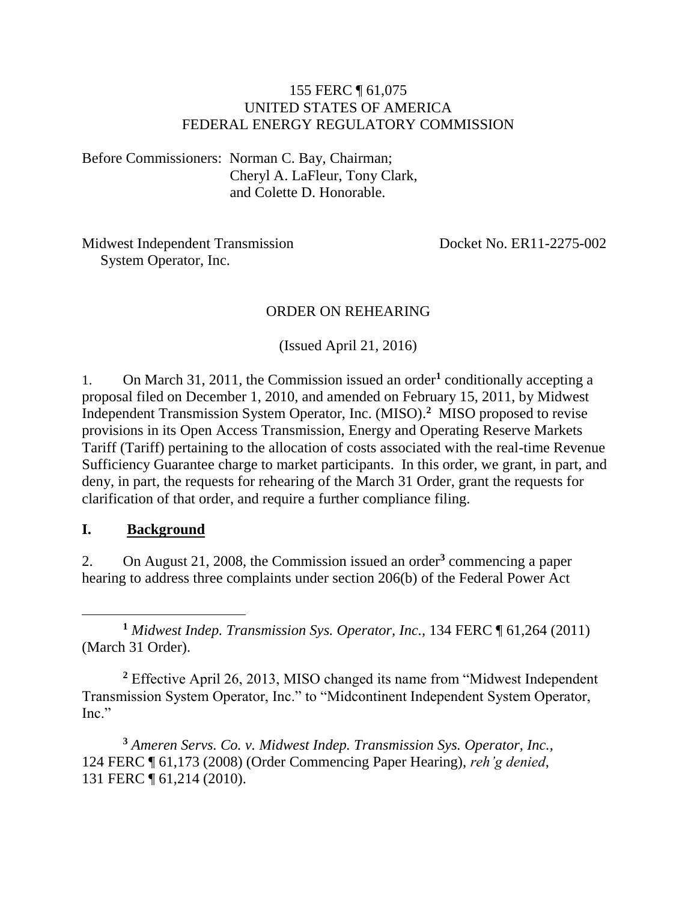155 FERC ¶ 61,075
UNITED STATES OF AMERICA
FEDERAL ENERGY REGULATORY COMMISSION

Before Commissioners: Norman C. Bay, Chairman;
Cheryl A. LaFleur, Tony Clark,
and Colette D. Honorable.

Midwest Independent Transmission System Operator, Inc. — Docket No. ER11-2275-002

ORDER ON REHEARING

(Issued April 21, 2016)

1. On March 31, 2011, the Commission issued an order[1] conditionally accepting a proposal filed on December 1, 2010, and amended on February 15, 2011, by Midwest Independent Transmission System Operator, Inc. (MISO).[2] MISO proposed to revise provisions in its Open Access Transmission, Energy and Operating Reserve Markets Tariff (Tariff) pertaining to the allocation of costs associated with the real-time Revenue Sufficiency Guarantee charge to market participants. In this order, we grant, in part, and deny, in part, the requests for rehearing of the March 31 Order, grant the requests for clarification of that order, and require a further compliance filing.

## I. Background

2. On August 21, 2008, the Commission issued an order[3] commencing a paper hearing to address three complaints under section 206(b) of the Federal Power Act

---

[1] *Midwest Indep. Transmission Sys. Operator, Inc.*, 134 FERC ¶ 61,264 (2011) (March 31 Order).

[2] Effective April 26, 2013, MISO changed its name from "Midwest Independent Transmission System Operator, Inc." to "Midcontinent Independent System Operator, Inc."

[3] *Ameren Servs. Co. v. Midwest Indep. Transmission Sys. Operator, Inc.*, 124 FERC ¶ 61,173 (2008) (Order Commencing Paper Hearing), *reh'g denied*, 131 FERC ¶ 61,214 (2010).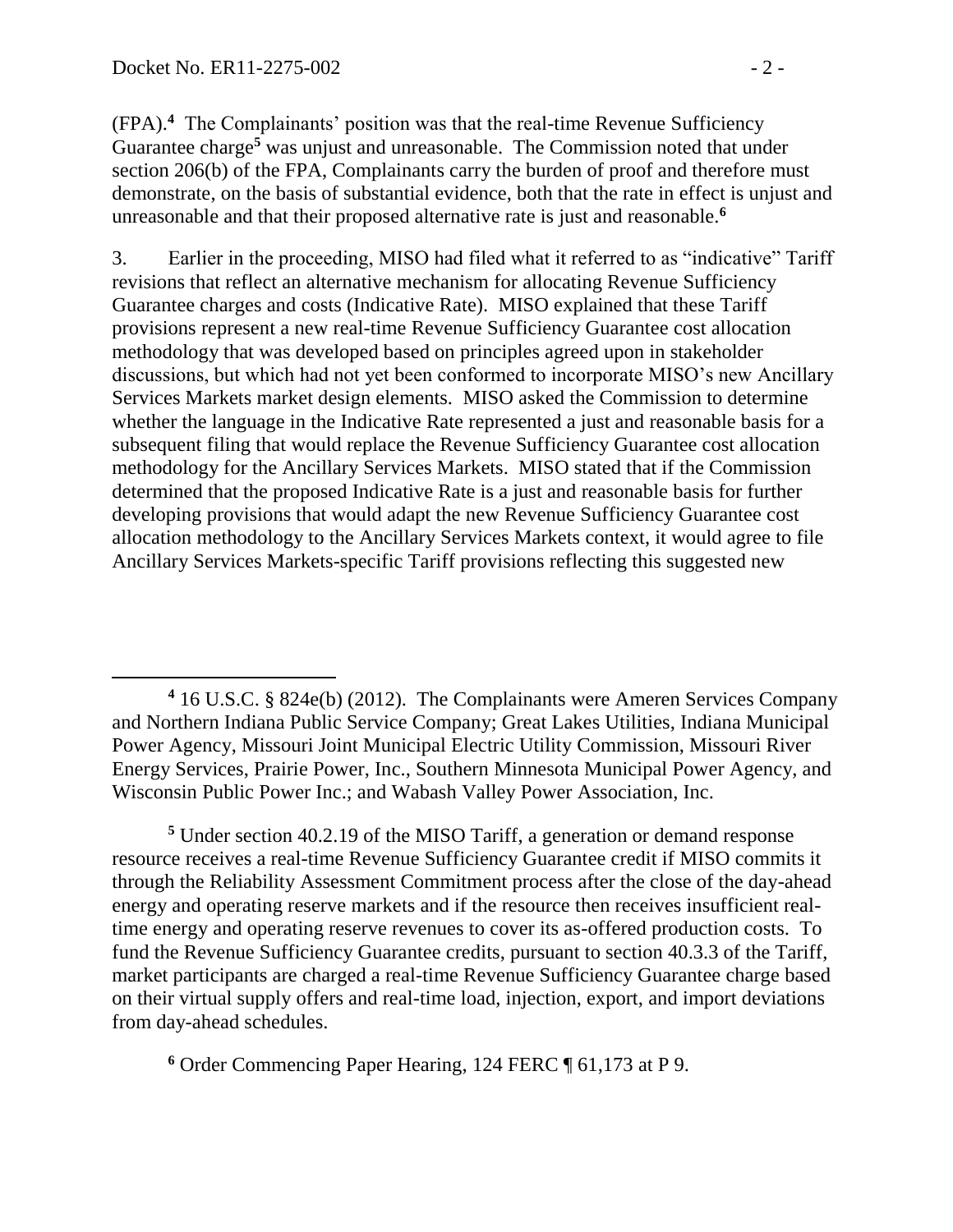(FPA).[4] The Complainants' position was that the real-time Revenue Sufficiency Guarantee charge[5] was unjust and unreasonable. The Commission noted that under section 206(b) of the FPA, Complainants carry the burden of proof and therefore must demonstrate, on the basis of substantial evidence, both that the rate in effect is unjust and unreasonable and that their proposed alternative rate is just and reasonable.[6]

3. Earlier in the proceeding, MISO had filed what it referred to as "indicative" Tariff revisions that reflect an alternative mechanism for allocating Revenue Sufficiency Guarantee charges and costs (Indicative Rate). MISO explained that these Tariff provisions represent a new real-time Revenue Sufficiency Guarantee cost allocation methodology that was developed based on principles agreed upon in stakeholder discussions, but which had not yet been conformed to incorporate MISO's new Ancillary Services Markets market design elements. MISO asked the Commission to determine whether the language in the Indicative Rate represented a just and reasonable basis for a subsequent filing that would replace the Revenue Sufficiency Guarantee cost allocation methodology for the Ancillary Services Markets. MISO stated that if the Commission determined that the proposed Indicative Rate is a just and reasonable basis for further developing provisions that would adapt the new Revenue Sufficiency Guarantee cost allocation methodology to the Ancillary Services Markets context, it would agree to file Ancillary Services Markets-specific Tariff provisions reflecting this suggested new

---

[4] 16 U.S.C. § 824e(b) (2012). The Complainants were Ameren Services Company and Northern Indiana Public Service Company; Great Lakes Utilities, Indiana Municipal Power Agency, Missouri Joint Municipal Electric Utility Commission, Missouri River Energy Services, Prairie Power, Inc., Southern Minnesota Municipal Power Agency, and Wisconsin Public Power Inc.; and Wabash Valley Power Association, Inc.

[5] Under section 40.2.19 of the MISO Tariff, a generation or demand response resource receives a real-time Revenue Sufficiency Guarantee credit if MISO commits it through the Reliability Assessment Commitment process after the close of the day-ahead energy and operating reserve markets and if the resource then receives insufficient real-time energy and operating reserve revenues to cover its as-offered production costs. To fund the Revenue Sufficiency Guarantee credits, pursuant to section 40.3.3 of the Tariff, market participants are charged a real-time Revenue Sufficiency Guarantee charge based on their virtual supply offers and real-time load, injection, export, and import deviations from day-ahead schedules.

[6] Order Commencing Paper Hearing, 124 FERC ¶ 61,173 at P 9.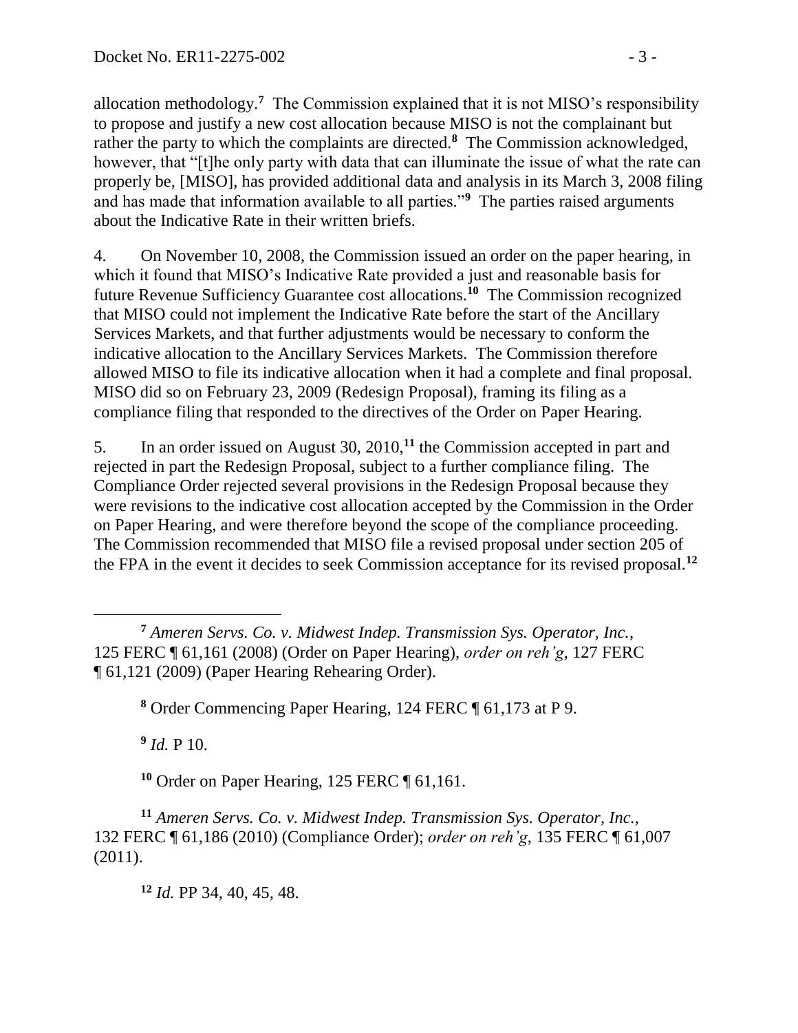allocation methodology.[7] The Commission explained that it is not MISO's responsibility to propose and justify a new cost allocation because MISO is not the complainant but rather the party to which the complaints are directed.[8] The Commission acknowledged, however, that "[t]he only party with data that can illuminate the issue of what the rate can properly be, [MISO], has provided additional data and analysis in its March 3, 2008 filing and has made that information available to all parties."[9] The parties raised arguments about the Indicative Rate in their written briefs.

4. On November 10, 2008, the Commission issued an order on the paper hearing, in which it found that MISO's Indicative Rate provided a just and reasonable basis for future Revenue Sufficiency Guarantee cost allocations.[10] The Commission recognized that MISO could not implement the Indicative Rate before the start of the Ancillary Services Markets, and that further adjustments would be necessary to conform the indicative allocation to the Ancillary Services Markets. The Commission therefore allowed MISO to file its indicative allocation when it had a complete and final proposal. MISO did so on February 23, 2009 (Redesign Proposal), framing its filing as a compliance filing that responded to the directives of the Order on Paper Hearing.

5. In an order issued on August 30, 2010,[11] the Commission accepted in part and rejected in part the Redesign Proposal, subject to a further compliance filing. The Compliance Order rejected several provisions in the Redesign Proposal because they were revisions to the indicative cost allocation accepted by the Commission in the Order on Paper Hearing, and were therefore beyond the scope of the compliance proceeding. The Commission recommended that MISO file a revised proposal under section 205 of the FPA in the event it decides to seek Commission acceptance for its revised proposal.[12]

---

[7] *Ameren Servs. Co. v. Midwest Indep. Transmission Sys. Operator, Inc.*, 125 FERC ¶ 61,161 (2008) (Order on Paper Hearing), *order on reh'g*, 127 FERC ¶ 61,121 (2009) (Paper Hearing Rehearing Order).

[8] Order Commencing Paper Hearing, 124 FERC ¶ 61,173 at P 9.

[9] *Id.* P 10.

[10] Order on Paper Hearing, 125 FERC ¶ 61,161.

[11] *Ameren Servs. Co. v. Midwest Indep. Transmission Sys. Operator, Inc.*, 132 FERC ¶ 61,186 (2010) (Compliance Order); *order on reh'g*, 135 FERC ¶ 61,007 (2011).

[12] *Id.* PP 34, 40, 45, 48.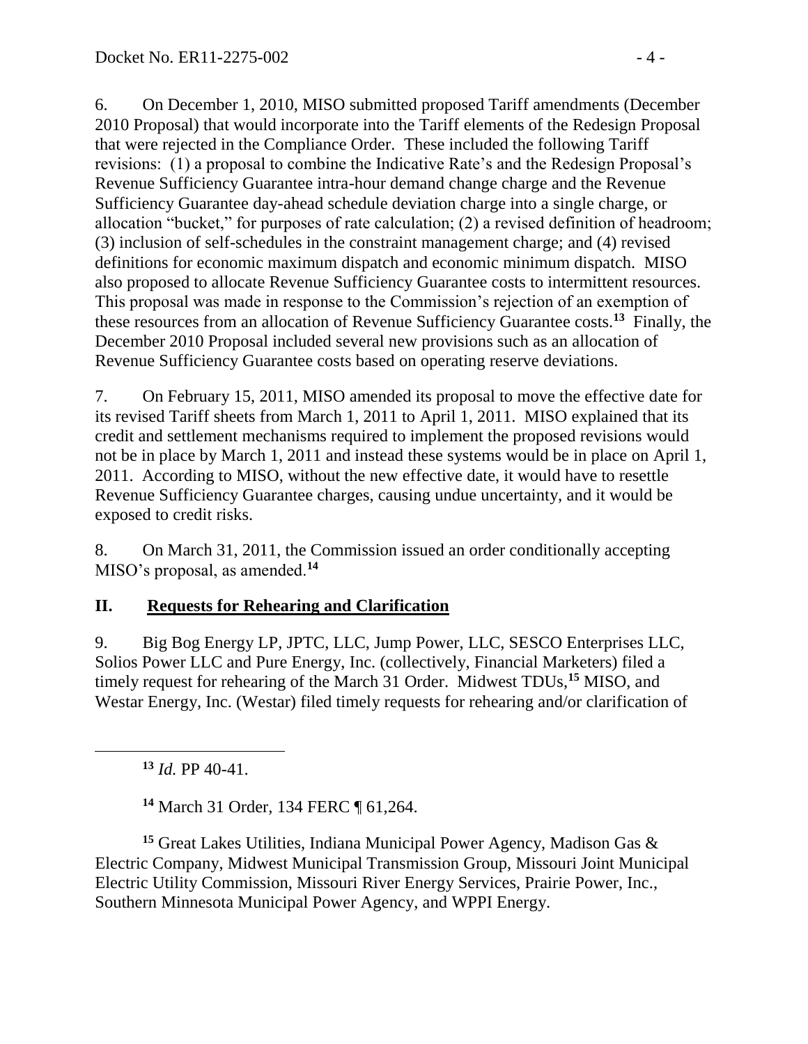6. On December 1, 2010, MISO submitted proposed Tariff amendments (December 2010 Proposal) that would incorporate into the Tariff elements of the Redesign Proposal that were rejected in the Compliance Order. These included the following Tariff revisions: (1) a proposal to combine the Indicative Rate's and the Redesign Proposal's Revenue Sufficiency Guarantee intra-hour demand change charge and the Revenue Sufficiency Guarantee day-ahead schedule deviation charge into a single charge, or allocation "bucket," for purposes of rate calculation; (2) a revised definition of headroom; (3) inclusion of self-schedules in the constraint management charge; and (4) revised definitions for economic maximum dispatch and economic minimum dispatch. MISO also proposed to allocate Revenue Sufficiency Guarantee costs to intermittent resources. This proposal was made in response to the Commission's rejection of an exemption of these resources from an allocation of Revenue Sufficiency Guarantee costs.[13] Finally, the December 2010 Proposal included several new provisions such as an allocation of Revenue Sufficiency Guarantee costs based on operating reserve deviations.

7. On February 15, 2011, MISO amended its proposal to move the effective date for its revised Tariff sheets from March 1, 2011 to April 1, 2011. MISO explained that its credit and settlement mechanisms required to implement the proposed revisions would not be in place by March 1, 2011 and instead these systems would be in place on April 1, 2011. According to MISO, without the new effective date, it would have to resettle Revenue Sufficiency Guarantee charges, causing undue uncertainty, and it would be exposed to credit risks.

8. On March 31, 2011, the Commission issued an order conditionally accepting MISO's proposal, as amended.[14]

## II. Requests for Rehearing and Clarification

9. Big Bog Energy LP, JPTC, LLC, Jump Power, LLC, SESCO Enterprises LLC, Solios Power LLC and Pure Energy, Inc. (collectively, Financial Marketers) filed a timely request for rehearing of the March 31 Order. Midwest TDUs,[15] MISO, and Westar Energy, Inc. (Westar) filed timely requests for rehearing and/or clarification of

---

[13] *Id.* PP 40-41.

[14] March 31 Order, 134 FERC ¶ 61,264.

[15] Great Lakes Utilities, Indiana Municipal Power Agency, Madison Gas & Electric Company, Midwest Municipal Transmission Group, Missouri Joint Municipal Electric Utility Commission, Missouri River Energy Services, Prairie Power, Inc., Southern Minnesota Municipal Power Agency, and WPPI Energy.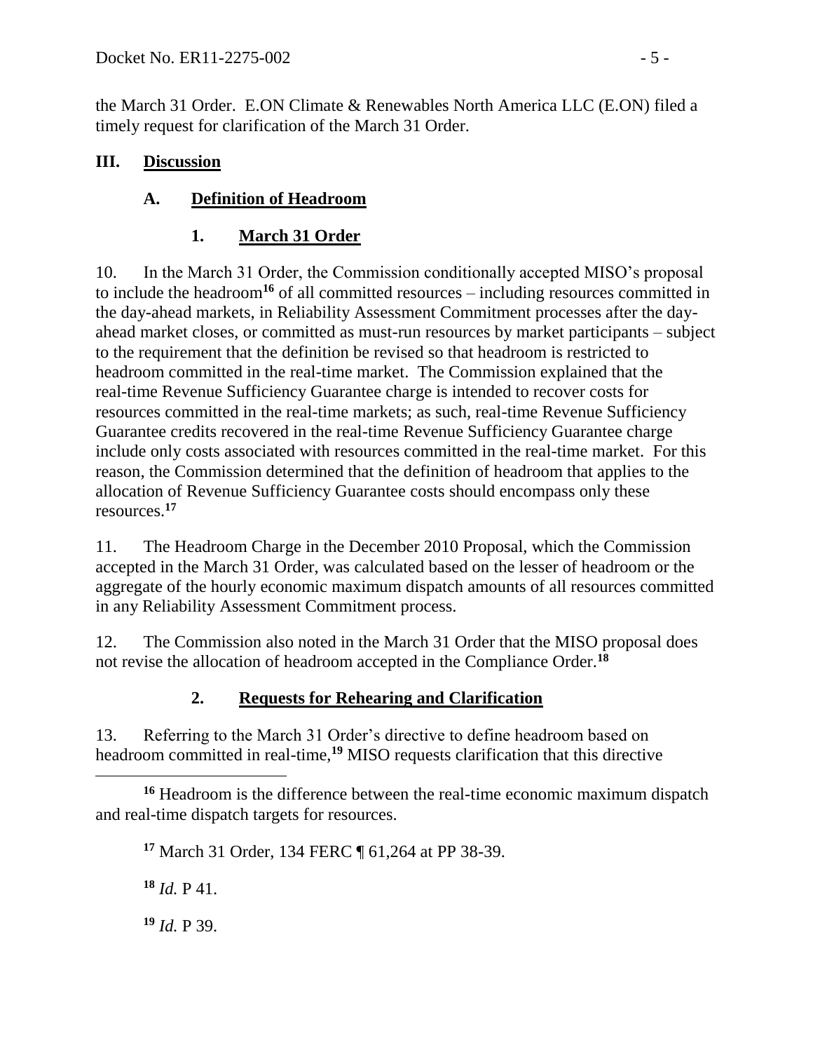the March 31 Order. E.ON Climate & Renewables North America LLC (E.ON) filed a timely request for clarification of the March 31 Order.

## III. Discussion

### A. Definition of Headroom

#### 1. March 31 Order

10. In the March 31 Order, the Commission conditionally accepted MISO's proposal to include the headroom[16] of all committed resources – including resources committed in the day-ahead markets, in Reliability Assessment Commitment processes after the day-ahead market closes, or committed as must-run resources by market participants – subject to the requirement that the definition be revised so that headroom is restricted to headroom committed in the real-time market. The Commission explained that the real-time Revenue Sufficiency Guarantee charge is intended to recover costs for resources committed in the real-time markets; as such, real-time Revenue Sufficiency Guarantee credits recovered in the real-time Revenue Sufficiency Guarantee charge include only costs associated with resources committed in the real-time market. For this reason, the Commission determined that the definition of headroom that applies to the allocation of Revenue Sufficiency Guarantee costs should encompass only these resources.[17]

11. The Headroom Charge in the December 2010 Proposal, which the Commission accepted in the March 31 Order, was calculated based on the lesser of headroom or the aggregate of the hourly economic maximum dispatch amounts of all resources committed in any Reliability Assessment Commitment process.

12. The Commission also noted in the March 31 Order that the MISO proposal does not revise the allocation of headroom accepted in the Compliance Order.[18]

#### 2. Requests for Rehearing and Clarification

13. Referring to the March 31 Order's directive to define headroom based on headroom committed in real-time,[19] MISO requests clarification that this directive

---

[16] Headroom is the difference between the real-time economic maximum dispatch and real-time dispatch targets for resources.

[17] March 31 Order, 134 FERC ¶ 61,264 at PP 38-39.

[18] *Id.* P 41.

[19] *Id.* P 39.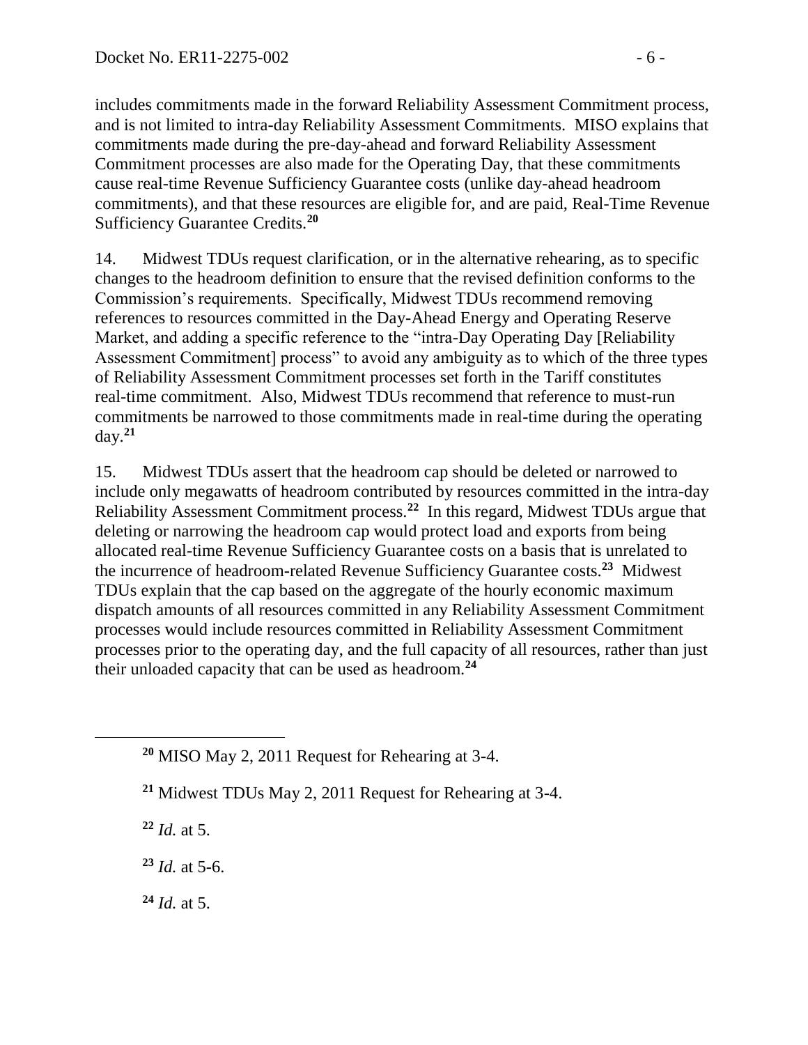includes commitments made in the forward Reliability Assessment Commitment process, and is not limited to intra-day Reliability Assessment Commitments. MISO explains that commitments made during the pre-day-ahead and forward Reliability Assessment Commitment processes are also made for the Operating Day, that these commitments cause real-time Revenue Sufficiency Guarantee costs (unlike day-ahead headroom commitments), and that these resources are eligible for, and are paid, Real-Time Revenue Sufficiency Guarantee Credits.[20]

14. Midwest TDUs request clarification, or in the alternative rehearing, as to specific changes to the headroom definition to ensure that the revised definition conforms to the Commission's requirements. Specifically, Midwest TDUs recommend removing references to resources committed in the Day-Ahead Energy and Operating Reserve Market, and adding a specific reference to the "intra-Day Operating Day [Reliability Assessment Commitment] process" to avoid any ambiguity as to which of the three types of Reliability Assessment Commitment processes set forth in the Tariff constitutes real-time commitment. Also, Midwest TDUs recommend that reference to must-run commitments be narrowed to those commitments made in real-time during the operating day.[21]

15. Midwest TDUs assert that the headroom cap should be deleted or narrowed to include only megawatts of headroom contributed by resources committed in the intra-day Reliability Assessment Commitment process.[22] In this regard, Midwest TDUs argue that deleting or narrowing the headroom cap would protect load and exports from being allocated real-time Revenue Sufficiency Guarantee costs on a basis that is unrelated to the incurrence of headroom-related Revenue Sufficiency Guarantee costs.[23] Midwest TDUs explain that the cap based on the aggregate of the hourly economic maximum dispatch amounts of all resources committed in any Reliability Assessment Commitment processes would include resources committed in Reliability Assessment Commitment processes prior to the operating day, and the full capacity of all resources, rather than just their unloaded capacity that can be used as headroom.[24]

---

[20] MISO May 2, 2011 Request for Rehearing at 3-4.

[21] Midwest TDUs May 2, 2011 Request for Rehearing at 3-4.

[22] *Id.* at 5.

[23] *Id.* at 5-6.

[24] *Id.* at 5.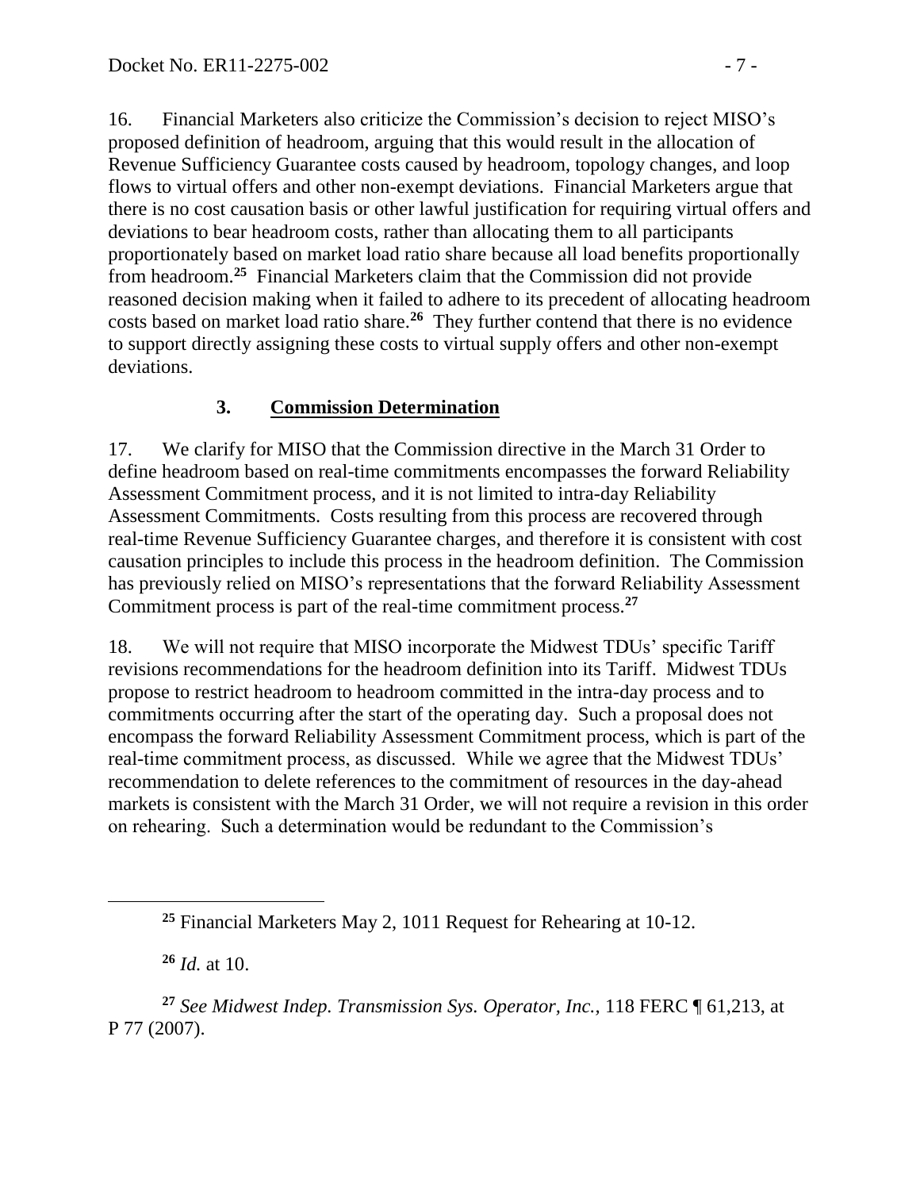16. Financial Marketers also criticize the Commission's decision to reject MISO's proposed definition of headroom, arguing that this would result in the allocation of Revenue Sufficiency Guarantee costs caused by headroom, topology changes, and loop flows to virtual offers and other non-exempt deviations. Financial Marketers argue that there is no cost causation basis or other lawful justification for requiring virtual offers and deviations to bear headroom costs, rather than allocating them to all participants proportionately based on market load ratio share because all load benefits proportionally from headroom.[25] Financial Marketers claim that the Commission did not provide reasoned decision making when it failed to adhere to its precedent of allocating headroom costs based on market load ratio share.[26] They further contend that there is no evidence to support directly assigning these costs to virtual supply offers and other non-exempt deviations.

### 3. **Commission Determination**

17. We clarify for MISO that the Commission directive in the March 31 Order to define headroom based on real-time commitments encompasses the forward Reliability Assessment Commitment process, and it is not limited to intra-day Reliability Assessment Commitments. Costs resulting from this process are recovered through real-time Revenue Sufficiency Guarantee charges, and therefore it is consistent with cost causation principles to include this process in the headroom definition. The Commission has previously relied on MISO's representations that the forward Reliability Assessment Commitment process is part of the real-time commitment process.[27]

18. We will not require that MISO incorporate the Midwest TDUs' specific Tariff revisions recommendations for the headroom definition into its Tariff. Midwest TDUs propose to restrict headroom to headroom committed in the intra-day process and to commitments occurring after the start of the operating day. Such a proposal does not encompass the forward Reliability Assessment Commitment process, which is part of the real-time commitment process, as discussed. While we agree that the Midwest TDUs' recommendation to delete references to the commitment of resources in the day-ahead markets is consistent with the March 31 Order, we will not require a revision in this order on rehearing. Such a determination would be redundant to the Commission's

---

[25] Financial Marketers May 2, 1011 Request for Rehearing at 10-12.

[26] *Id.* at 10.

[27] *See Midwest Indep. Transmission Sys. Operator, Inc.*, 118 FERC ¶ 61,213, at P 77 (2007).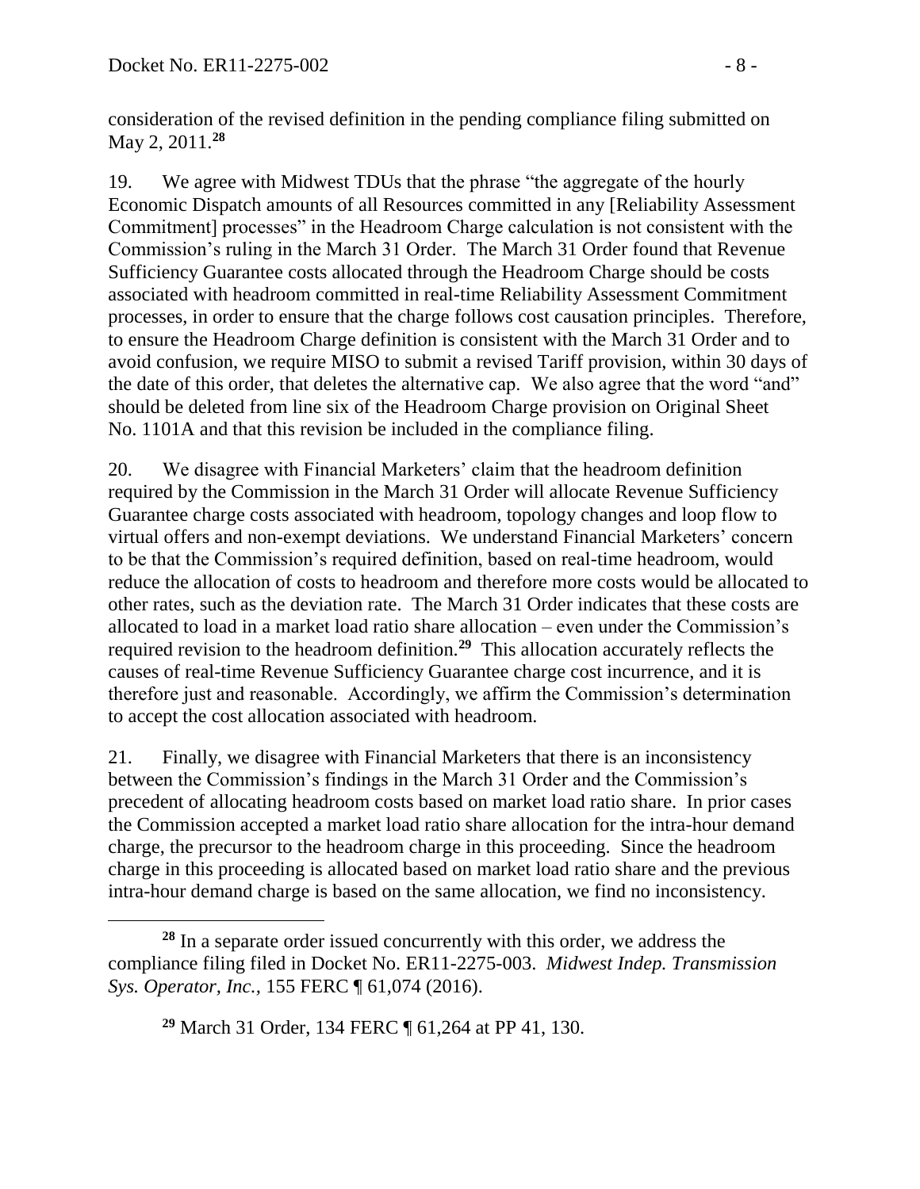consideration of the revised definition in the pending compliance filing submitted on May 2, 2011.[28]

19. We agree with Midwest TDUs that the phrase "the aggregate of the hourly Economic Dispatch amounts of all Resources committed in any [Reliability Assessment Commitment] processes" in the Headroom Charge calculation is not consistent with the Commission's ruling in the March 31 Order. The March 31 Order found that Revenue Sufficiency Guarantee costs allocated through the Headroom Charge should be costs associated with headroom committed in real-time Reliability Assessment Commitment processes, in order to ensure that the charge follows cost causation principles. Therefore, to ensure the Headroom Charge definition is consistent with the March 31 Order and to avoid confusion, we require MISO to submit a revised Tariff provision, within 30 days of the date of this order, that deletes the alternative cap. We also agree that the word "and" should be deleted from line six of the Headroom Charge provision on Original Sheet No. 1101A and that this revision be included in the compliance filing.

20. We disagree with Financial Marketers' claim that the headroom definition required by the Commission in the March 31 Order will allocate Revenue Sufficiency Guarantee charge costs associated with headroom, topology changes and loop flow to virtual offers and non-exempt deviations. We understand Financial Marketers' concern to be that the Commission's required definition, based on real-time headroom, would reduce the allocation of costs to headroom and therefore more costs would be allocated to other rates, such as the deviation rate. The March 31 Order indicates that these costs are allocated to load in a market load ratio share allocation – even under the Commission's required revision to the headroom definition.[29] This allocation accurately reflects the causes of real-time Revenue Sufficiency Guarantee charge cost incurrence, and it is therefore just and reasonable. Accordingly, we affirm the Commission's determination to accept the cost allocation associated with headroom.

21. Finally, we disagree with Financial Marketers that there is an inconsistency between the Commission's findings in the March 31 Order and the Commission's precedent of allocating headroom costs based on market load ratio share. In prior cases the Commission accepted a market load ratio share allocation for the intra-hour demand charge, the precursor to the headroom charge in this proceeding. Since the headroom charge in this proceeding is allocated based on market load ratio share and the previous intra-hour demand charge is based on the same allocation, we find no inconsistency.

---

[28] In a separate order issued concurrently with this order, we address the compliance filing filed in Docket No. ER11-2275-003. *Midwest Indep. Transmission Sys. Operator, Inc.*, 155 FERC ¶ 61,074 (2016).

[29] March 31 Order, 134 FERC ¶ 61,264 at PP 41, 130.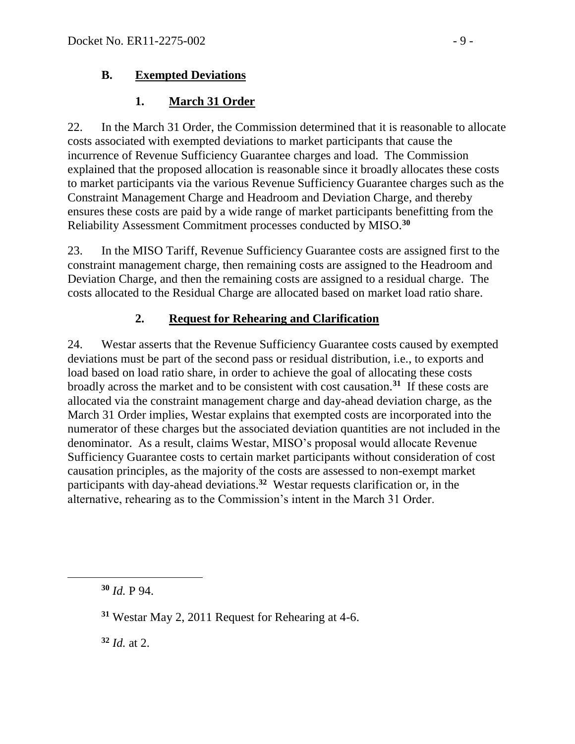### B. Exempted Deviations

#### 1. March 31 Order

22. In the March 31 Order, the Commission determined that it is reasonable to allocate costs associated with exempted deviations to market participants that cause the incurrence of Revenue Sufficiency Guarantee charges and load. The Commission explained that the proposed allocation is reasonable since it broadly allocates these costs to market participants via the various Revenue Sufficiency Guarantee charges such as the Constraint Management Charge and Headroom and Deviation Charge, and thereby ensures these costs are paid by a wide range of market participants benefitting from the Reliability Assessment Commitment processes conducted by MISO.[30]

23. In the MISO Tariff, Revenue Sufficiency Guarantee costs are assigned first to the constraint management charge, then remaining costs are assigned to the Headroom and Deviation Charge, and then the remaining costs are assigned to a residual charge. The costs allocated to the Residual Charge are allocated based on market load ratio share.

#### 2. Request for Rehearing and Clarification

24. Westar asserts that the Revenue Sufficiency Guarantee costs caused by exempted deviations must be part of the second pass or residual distribution, i.e., to exports and load based on load ratio share, in order to achieve the goal of allocating these costs broadly across the market and to be consistent with cost causation.[31] If these costs are allocated via the constraint management charge and day-ahead deviation charge, as the March 31 Order implies, Westar explains that exempted costs are incorporated into the numerator of these charges but the associated deviation quantities are not included in the denominator. As a result, claims Westar, MISO's proposal would allocate Revenue Sufficiency Guarantee costs to certain market participants without consideration of cost causation principles, as the majority of the costs are assessed to non-exempt market participants with day-ahead deviations.[32] Westar requests clarification or, in the alternative, rehearing as to the Commission's intent in the March 31 Order.

---

[30] *Id.* P 94.

[31] Westar May 2, 2011 Request for Rehearing at 4-6.

[32] *Id.* at 2.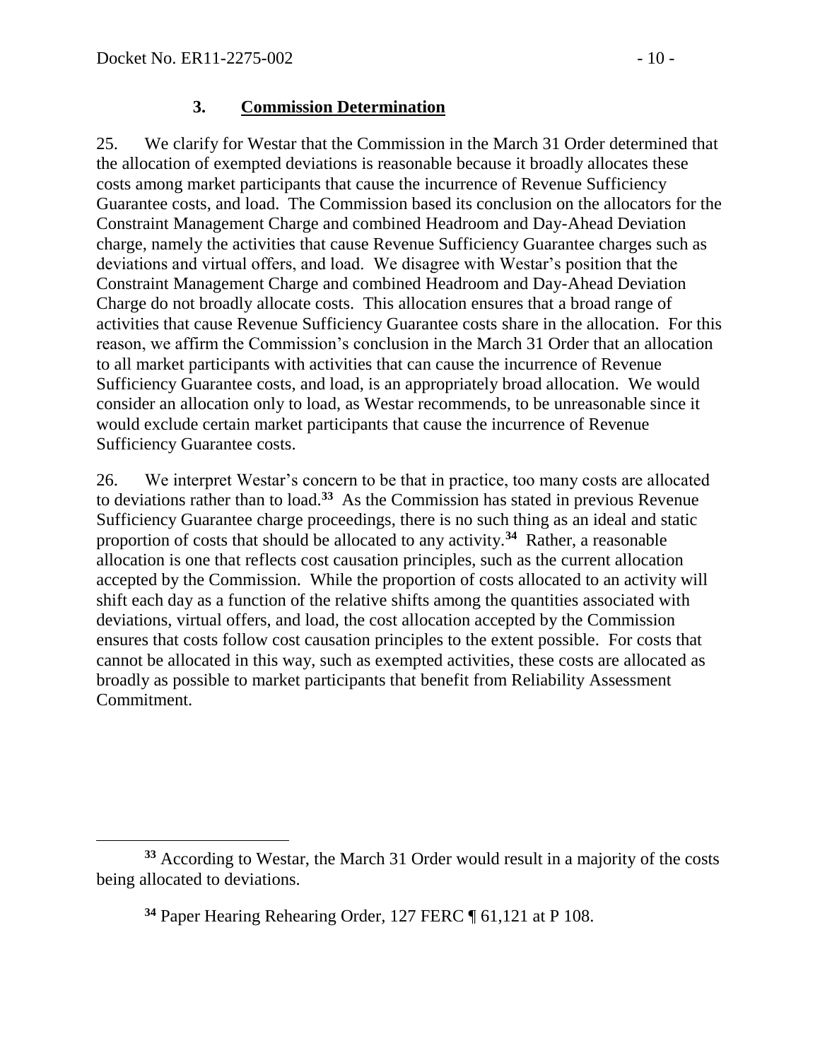### 3. **Commission Determination**

25. We clarify for Westar that the Commission in the March 31 Order determined that the allocation of exempted deviations is reasonable because it broadly allocates these costs among market participants that cause the incurrence of Revenue Sufficiency Guarantee costs, and load. The Commission based its conclusion on the allocators for the Constraint Management Charge and combined Headroom and Day-Ahead Deviation charge, namely the activities that cause Revenue Sufficiency Guarantee charges such as deviations and virtual offers, and load. We disagree with Westar's position that the Constraint Management Charge and combined Headroom and Day-Ahead Deviation Charge do not broadly allocate costs. This allocation ensures that a broad range of activities that cause Revenue Sufficiency Guarantee costs share in the allocation. For this reason, we affirm the Commission's conclusion in the March 31 Order that an allocation to all market participants with activities that can cause the incurrence of Revenue Sufficiency Guarantee costs, and load, is an appropriately broad allocation. We would consider an allocation only to load, as Westar recommends, to be unreasonable since it would exclude certain market participants that cause the incurrence of Revenue Sufficiency Guarantee costs.

26. We interpret Westar's concern to be that in practice, too many costs are allocated to deviations rather than to load.[33] As the Commission has stated in previous Revenue Sufficiency Guarantee charge proceedings, there is no such thing as an ideal and static proportion of costs that should be allocated to any activity.[34] Rather, a reasonable allocation is one that reflects cost causation principles, such as the current allocation accepted by the Commission. While the proportion of costs allocated to an activity will shift each day as a function of the relative shifts among the quantities associated with deviations, virtual offers, and load, the cost allocation accepted by the Commission ensures that costs follow cost causation principles to the extent possible. For costs that cannot be allocated in this way, such as exempted activities, these costs are allocated as broadly as possible to market participants that benefit from Reliability Assessment Commitment.

---

[33] According to Westar, the March 31 Order would result in a majority of the costs being allocated to deviations.

[34] Paper Hearing Rehearing Order, 127 FERC ¶ 61,121 at P 108.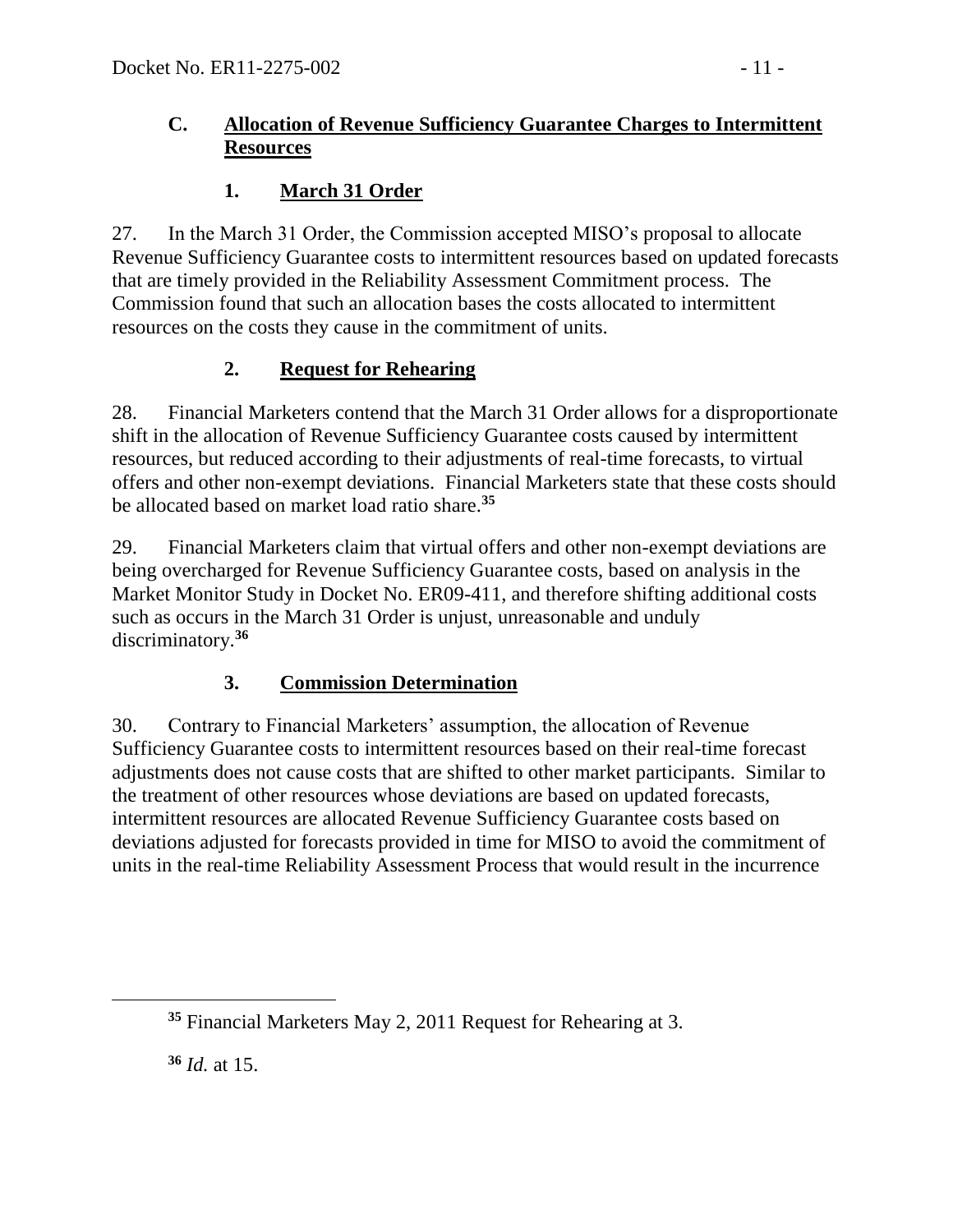### C. Allocation of Revenue Sufficiency Guarantee Charges to Intermittent Resources

#### 1. March 31 Order

27. In the March 31 Order, the Commission accepted MISO's proposal to allocate Revenue Sufficiency Guarantee costs to intermittent resources based on updated forecasts that are timely provided in the Reliability Assessment Commitment process. The Commission found that such an allocation bases the costs allocated to intermittent resources on the costs they cause in the commitment of units.

#### 2. Request for Rehearing

28. Financial Marketers contend that the March 31 Order allows for a disproportionate shift in the allocation of Revenue Sufficiency Guarantee costs caused by intermittent resources, but reduced according to their adjustments of real-time forecasts, to virtual offers and other non-exempt deviations. Financial Marketers state that these costs should be allocated based on market load ratio share.[35]

29. Financial Marketers claim that virtual offers and other non-exempt deviations are being overcharged for Revenue Sufficiency Guarantee costs, based on analysis in the Market Monitor Study in Docket No. ER09-411, and therefore shifting additional costs such as occurs in the March 31 Order is unjust, unreasonable and unduly discriminatory.[36]

#### 3. Commission Determination

30. Contrary to Financial Marketers' assumption, the allocation of Revenue Sufficiency Guarantee costs to intermittent resources based on their real-time forecast adjustments does not cause costs that are shifted to other market participants. Similar to the treatment of other resources whose deviations are based on updated forecasts, intermittent resources are allocated Revenue Sufficiency Guarantee costs based on deviations adjusted for forecasts provided in time for MISO to avoid the commitment of units in the real-time Reliability Assessment Process that would result in the incurrence

---

[35] Financial Marketers May 2, 2011 Request for Rehearing at 3.

[36] *Id.* at 15.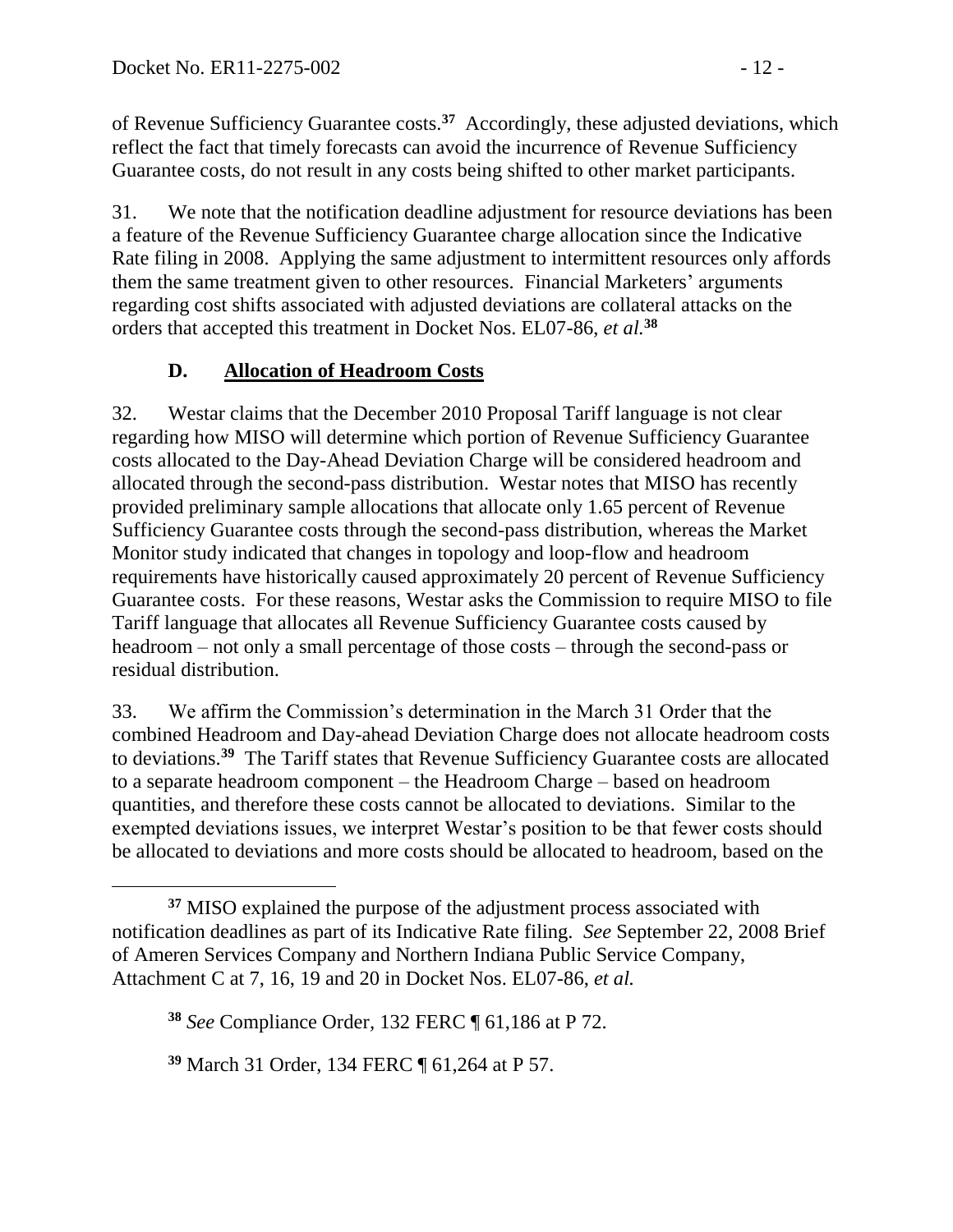of Revenue Sufficiency Guarantee costs.[37] Accordingly, these adjusted deviations, which reflect the fact that timely forecasts can avoid the incurrence of Revenue Sufficiency Guarantee costs, do not result in any costs being shifted to other market participants.

31. We note that the notification deadline adjustment for resource deviations has been a feature of the Revenue Sufficiency Guarantee charge allocation since the Indicative Rate filing in 2008. Applying the same adjustment to intermittent resources only affords them the same treatment given to other resources. Financial Marketers' arguments regarding cost shifts associated with adjusted deviations are collateral attacks on the orders that accepted this treatment in Docket Nos. EL07-86, *et al.*[38]

### D. Allocation of Headroom Costs

32. Westar claims that the December 2010 Proposal Tariff language is not clear regarding how MISO will determine which portion of Revenue Sufficiency Guarantee costs allocated to the Day-Ahead Deviation Charge will be considered headroom and allocated through the second-pass distribution. Westar notes that MISO has recently provided preliminary sample allocations that allocate only 1.65 percent of Revenue Sufficiency Guarantee costs through the second-pass distribution, whereas the Market Monitor study indicated that changes in topology and loop-flow and headroom requirements have historically caused approximately 20 percent of Revenue Sufficiency Guarantee costs. For these reasons, Westar asks the Commission to require MISO to file Tariff language that allocates all Revenue Sufficiency Guarantee costs caused by headroom – not only a small percentage of those costs – through the second-pass or residual distribution.

33. We affirm the Commission's determination in the March 31 Order that the combined Headroom and Day-ahead Deviation Charge does not allocate headroom costs to deviations.[39] The Tariff states that Revenue Sufficiency Guarantee costs are allocated to a separate headroom component – the Headroom Charge – based on headroom quantities, and therefore these costs cannot be allocated to deviations. Similar to the exempted deviations issues, we interpret Westar's position to be that fewer costs should be allocated to deviations and more costs should be allocated to headroom, based on the

---

[37] MISO explained the purpose of the adjustment process associated with notification deadlines as part of its Indicative Rate filing. *See* September 22, 2008 Brief of Ameren Services Company and Northern Indiana Public Service Company, Attachment C at 7, 16, 19 and 20 in Docket Nos. EL07-86, *et al.*

[38] *See* Compliance Order, 132 FERC ¶ 61,186 at P 72.

[39] March 31 Order, 134 FERC ¶ 61,264 at P 57.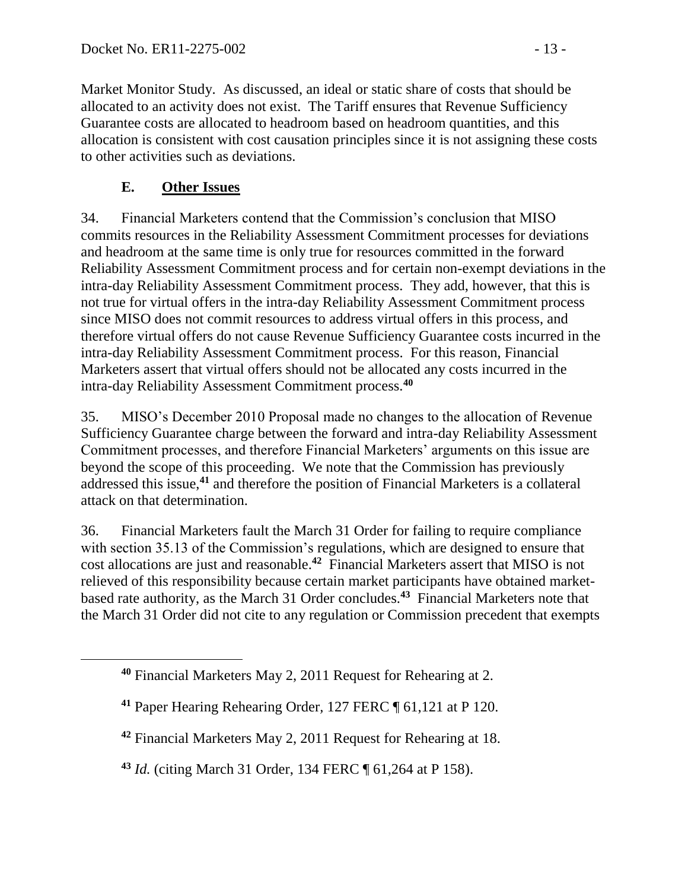Market Monitor Study. As discussed, an ideal or static share of costs that should be allocated to an activity does not exist. The Tariff ensures that Revenue Sufficiency Guarantee costs are allocated to headroom based on headroom quantities, and this allocation is consistent with cost causation principles since it is not assigning these costs to other activities such as deviations.

### E. Other Issues

34. Financial Marketers contend that the Commission's conclusion that MISO commits resources in the Reliability Assessment Commitment processes for deviations and headroom at the same time is only true for resources committed in the forward Reliability Assessment Commitment process and for certain non-exempt deviations in the intra-day Reliability Assessment Commitment process. They add, however, that this is not true for virtual offers in the intra-day Reliability Assessment Commitment process since MISO does not commit resources to address virtual offers in this process, and therefore virtual offers do not cause Revenue Sufficiency Guarantee costs incurred in the intra-day Reliability Assessment Commitment process. For this reason, Financial Marketers assert that virtual offers should not be allocated any costs incurred in the intra-day Reliability Assessment Commitment process.[40]

35. MISO's December 2010 Proposal made no changes to the allocation of Revenue Sufficiency Guarantee charge between the forward and intra-day Reliability Assessment Commitment processes, and therefore Financial Marketers' arguments on this issue are beyond the scope of this proceeding. We note that the Commission has previously addressed this issue,[41] and therefore the position of Financial Marketers is a collateral attack on that determination.

36. Financial Marketers fault the March 31 Order for failing to require compliance with section 35.13 of the Commission's regulations, which are designed to ensure that cost allocations are just and reasonable.[42] Financial Marketers assert that MISO is not relieved of this responsibility because certain market participants have obtained market-based rate authority, as the March 31 Order concludes.[43] Financial Marketers note that the March 31 Order did not cite to any regulation or Commission precedent that exempts

---

[40] Financial Marketers May 2, 2011 Request for Rehearing at 2.

[41] Paper Hearing Rehearing Order, 127 FERC ¶ 61,121 at P 120.

[42] Financial Marketers May 2, 2011 Request for Rehearing at 18.

[43] *Id.* (citing March 31 Order, 134 FERC ¶ 61,264 at P 158).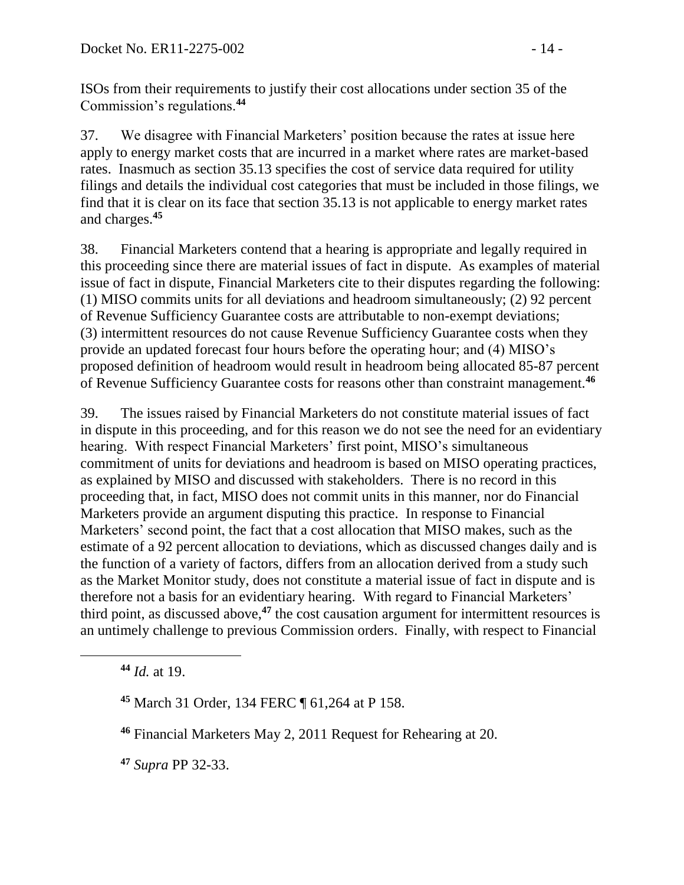ISOs from their requirements to justify their cost allocations under section 35 of the Commission's regulations.[44]

37. We disagree with Financial Marketers' position because the rates at issue here apply to energy market costs that are incurred in a market where rates are market-based rates. Inasmuch as section 35.13 specifies the cost of service data required for utility filings and details the individual cost categories that must be included in those filings, we find that it is clear on its face that section 35.13 is not applicable to energy market rates and charges.[45]

38. Financial Marketers contend that a hearing is appropriate and legally required in this proceeding since there are material issues of fact in dispute. As examples of material issue of fact in dispute, Financial Marketers cite to their disputes regarding the following: (1) MISO commits units for all deviations and headroom simultaneously; (2) 92 percent of Revenue Sufficiency Guarantee costs are attributable to non-exempt deviations; (3) intermittent resources do not cause Revenue Sufficiency Guarantee costs when they provide an updated forecast four hours before the operating hour; and (4) MISO's proposed definition of headroom would result in headroom being allocated 85-87 percent of Revenue Sufficiency Guarantee costs for reasons other than constraint management.[46]

39. The issues raised by Financial Marketers do not constitute material issues of fact in dispute in this proceeding, and for this reason we do not see the need for an evidentiary hearing. With respect Financial Marketers' first point, MISO's simultaneous commitment of units for deviations and headroom is based on MISO operating practices, as explained by MISO and discussed with stakeholders. There is no record in this proceeding that, in fact, MISO does not commit units in this manner, nor do Financial Marketers provide an argument disputing this practice. In response to Financial Marketers' second point, the fact that a cost allocation that MISO makes, such as the estimate of a 92 percent allocation to deviations, which as discussed changes daily and is the function of a variety of factors, differs from an allocation derived from a study such as the Market Monitor study, does not constitute a material issue of fact in dispute and is therefore not a basis for an evidentiary hearing. With regard to Financial Marketers' third point, as discussed above,[47] the cost causation argument for intermittent resources is an untimely challenge to previous Commission orders. Finally, with respect to Financial

---

[44] *Id.* at 19.

[45] March 31 Order, 134 FERC ¶ 61,264 at P 158.

[46] Financial Marketers May 2, 2011 Request for Rehearing at 20.

[47] *Supra* PP 32-33.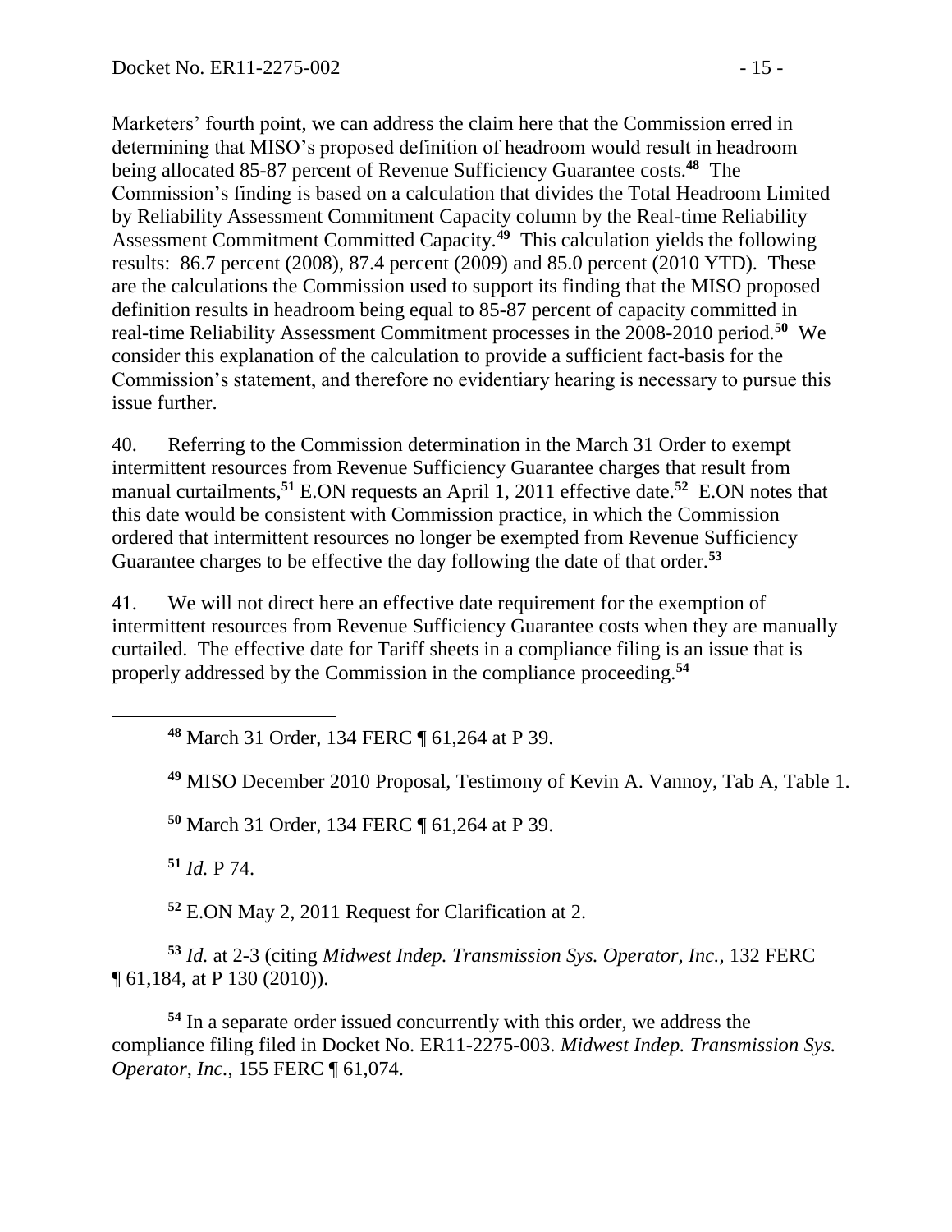Marketers' fourth point, we can address the claim here that the Commission erred in determining that MISO's proposed definition of headroom would result in headroom being allocated 85-87 percent of Revenue Sufficiency Guarantee costs.[48] The Commission's finding is based on a calculation that divides the Total Headroom Limited by Reliability Assessment Commitment Capacity column by the Real-time Reliability Assessment Commitment Committed Capacity.[49] This calculation yields the following results: 86.7 percent (2008), 87.4 percent (2009) and 85.0 percent (2010 YTD). These are the calculations the Commission used to support its finding that the MISO proposed definition results in headroom being equal to 85-87 percent of capacity committed in real-time Reliability Assessment Commitment processes in the 2008-2010 period.[50] We consider this explanation of the calculation to provide a sufficient fact-basis for the Commission's statement, and therefore no evidentiary hearing is necessary to pursue this issue further.

40. Referring to the Commission determination in the March 31 Order to exempt intermittent resources from Revenue Sufficiency Guarantee charges that result from manual curtailments,[51] E.ON requests an April 1, 2011 effective date.[52] E.ON notes that this date would be consistent with Commission practice, in which the Commission ordered that intermittent resources no longer be exempted from Revenue Sufficiency Guarantee charges to be effective the day following the date of that order.[53]

41. We will not direct here an effective date requirement for the exemption of intermittent resources from Revenue Sufficiency Guarantee costs when they are manually curtailed. The effective date for Tariff sheets in a compliance filing is an issue that is properly addressed by the Commission in the compliance proceeding.[54]

---

[48] March 31 Order, 134 FERC ¶ 61,264 at P 39.

[49] MISO December 2010 Proposal, Testimony of Kevin A. Vannoy, Tab A, Table 1.

[50] March 31 Order, 134 FERC ¶ 61,264 at P 39.

[51] *Id.* P 74.

[52] E.ON May 2, 2011 Request for Clarification at 2.

[53] *Id.* at 2-3 (citing *Midwest Indep. Transmission Sys. Operator, Inc.*, 132 FERC ¶ 61,184, at P 130 (2010)).

[54] In a separate order issued concurrently with this order, we address the compliance filing filed in Docket No. ER11-2275-003. *Midwest Indep. Transmission Sys. Operator, Inc.*, 155 FERC ¶ 61,074.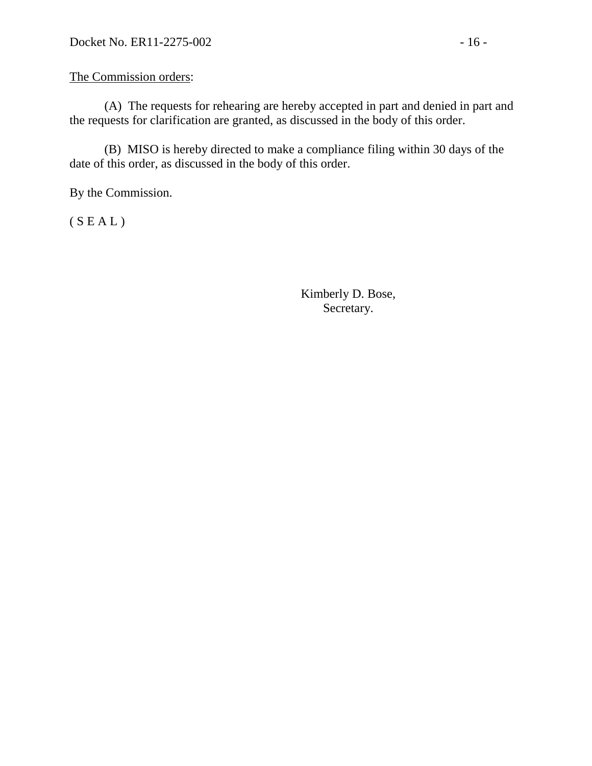The Commission orders:

(A) The requests for rehearing are hereby accepted in part and denied in part and the requests for clarification are granted, as discussed in the body of this order.

(B) MISO is hereby directed to make a compliance filing within 30 days of the date of this order, as discussed in the body of this order.

By the Commission.

( S E A L )

Kimberly D. Bose,
Secretary.